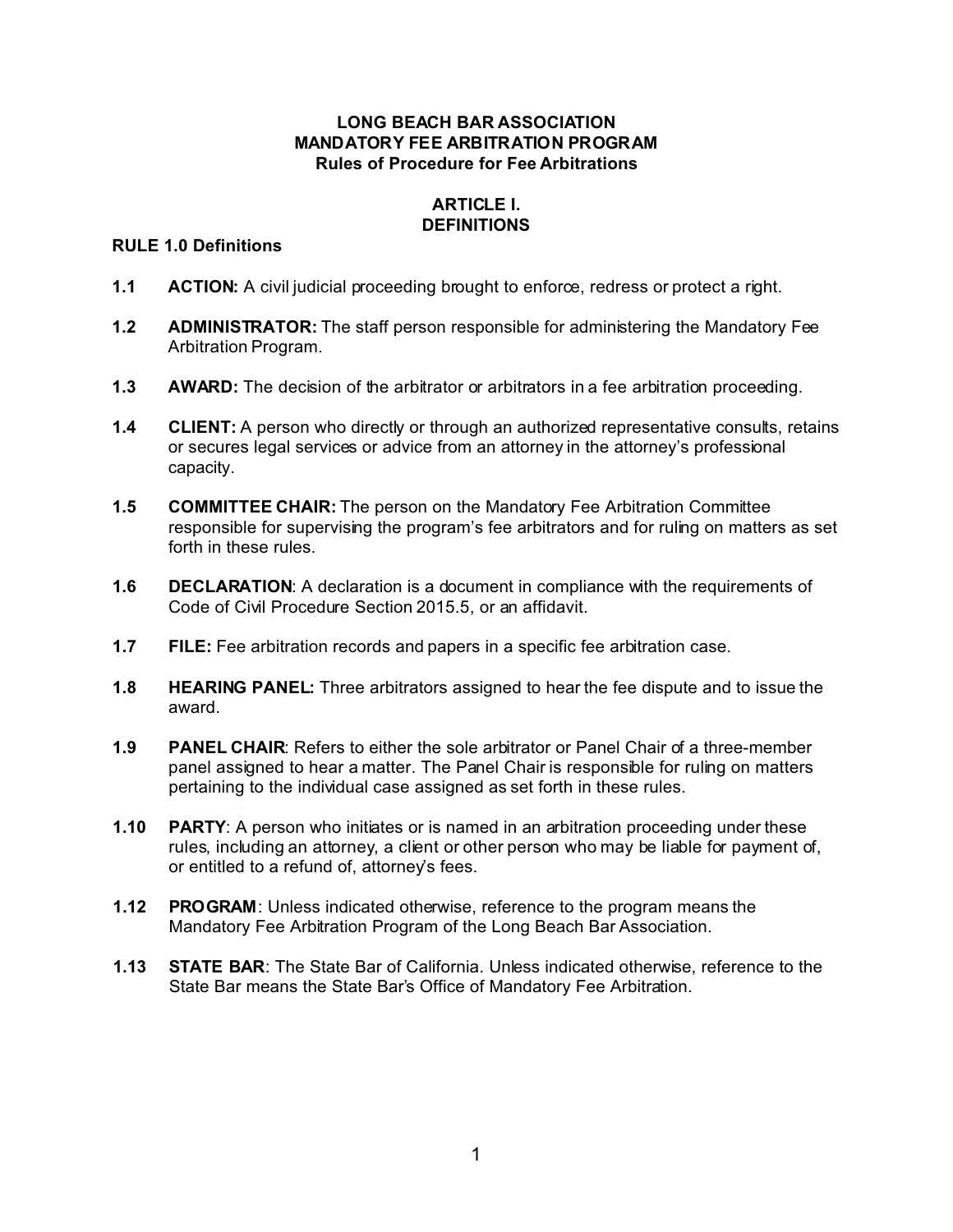# LONG BEACH BAR ASSOCIATION
# MANDATORY FEE ARBITRATION PROGRAM
## Rules of Procedure for Fee Arbitrations

## ARTICLE I.
## DEFINITIONS

### RULE 1.0 Definitions

**1.1** **ACTION:** A civil judicial proceeding brought to enforce, redress or protect a right.

**1.2** **ADMINISTRATOR:** The staff person responsible for administering the Mandatory Fee Arbitration Program.

**1.3** **AWARD:** The decision of the arbitrator or arbitrators in a fee arbitration proceeding.

**1.4** **CLIENT:** A person who directly or through an authorized representative consults, retains or secures legal services or advice from an attorney in the attorney's professional capacity.

**1.5** **COMMITTEE CHAIR:** The person on the Mandatory Fee Arbitration Committee responsible for supervising the program's fee arbitrators and for ruling on matters as set forth in these rules.

**1.6** **DECLARATION**: A declaration is a document in compliance with the requirements of Code of Civil Procedure Section 2015.5, or an affidavit.

**1.7** **FILE:** Fee arbitration records and papers in a specific fee arbitration case.

**1.8** **HEARING PANEL:** Three arbitrators assigned to hear the fee dispute and to issue the award.

**1.9** **PANEL CHAIR**: Refers to either the sole arbitrator or Panel Chair of a three-member panel assigned to hear a matter. The Panel Chair is responsible for ruling on matters pertaining to the individual case assigned as set forth in these rules.

**1.10** **PARTY**: A person who initiates or is named in an arbitration proceeding under these rules, including an attorney, a client or other person who may be liable for payment of, or entitled to a refund of, attorney's fees.

**1.12** **PROGRAM**: Unless indicated otherwise, reference to the program means the Mandatory Fee Arbitration Program of the Long Beach Bar Association.

**1.13** **STATE BAR**: The State Bar of California. Unless indicated otherwise, reference to the State Bar means the State Bar's Office of Mandatory Fee Arbitration.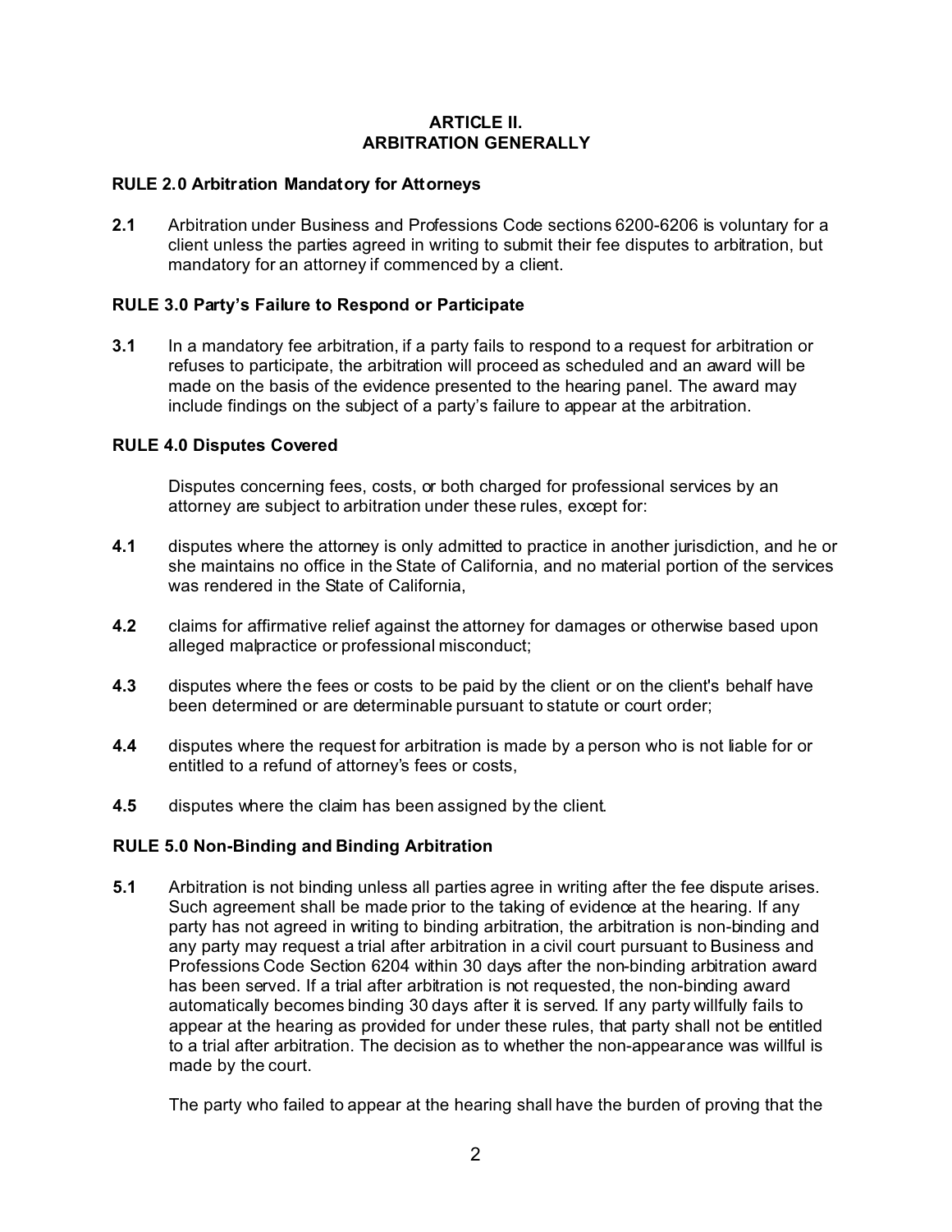## ARTICLE II.
## ARBITRATION GENERALLY

### RULE 2.0 Arbitration Mandatory for Attorneys

**2.1** Arbitration under Business and Professions Code sections 6200-6206 is voluntary for a client unless the parties agreed in writing to submit their fee disputes to arbitration, but mandatory for an attorney if commenced by a client.

### RULE 3.0 Party's Failure to Respond or Participate

**3.1** In a mandatory fee arbitration, if a party fails to respond to a request for arbitration or refuses to participate, the arbitration will proceed as scheduled and an award will be made on the basis of the evidence presented to the hearing panel. The award may include findings on the subject of a party's failure to appear at the arbitration.

### RULE 4.0 Disputes Covered

Disputes concerning fees, costs, or both charged for professional services by an attorney are subject to arbitration under these rules, except for:

**4.1** disputes where the attorney is only admitted to practice in another jurisdiction, and he or she maintains no office in the State of California, and no material portion of the services was rendered in the State of California,

**4.2** claims for affirmative relief against the attorney for damages or otherwise based upon alleged malpractice or professional misconduct;

**4.3** disputes where the fees or costs to be paid by the client or on the client's behalf have been determined or are determinable pursuant to statute or court order;

**4.4** disputes where the request for arbitration is made by a person who is not liable for or entitled to a refund of attorney's fees or costs,

**4.5** disputes where the claim has been assigned by the client.

### RULE 5.0 Non-Binding and Binding Arbitration

**5.1** Arbitration is not binding unless all parties agree in writing after the fee dispute arises. Such agreement shall be made prior to the taking of evidence at the hearing. If any party has not agreed in writing to binding arbitration, the arbitration is non-binding and any party may request a trial after arbitration in a civil court pursuant to Business and Professions Code Section 6204 within 30 days after the non-binding arbitration award has been served. If a trial after arbitration is not requested, the non-binding award automatically becomes binding 30 days after it is served. If any party willfully fails to appear at the hearing as provided for under these rules, that party shall not be entitled to a trial after arbitration. The decision as to whether the non-appearance was willful is made by the court.

The party who failed to appear at the hearing shall have the burden of proving that the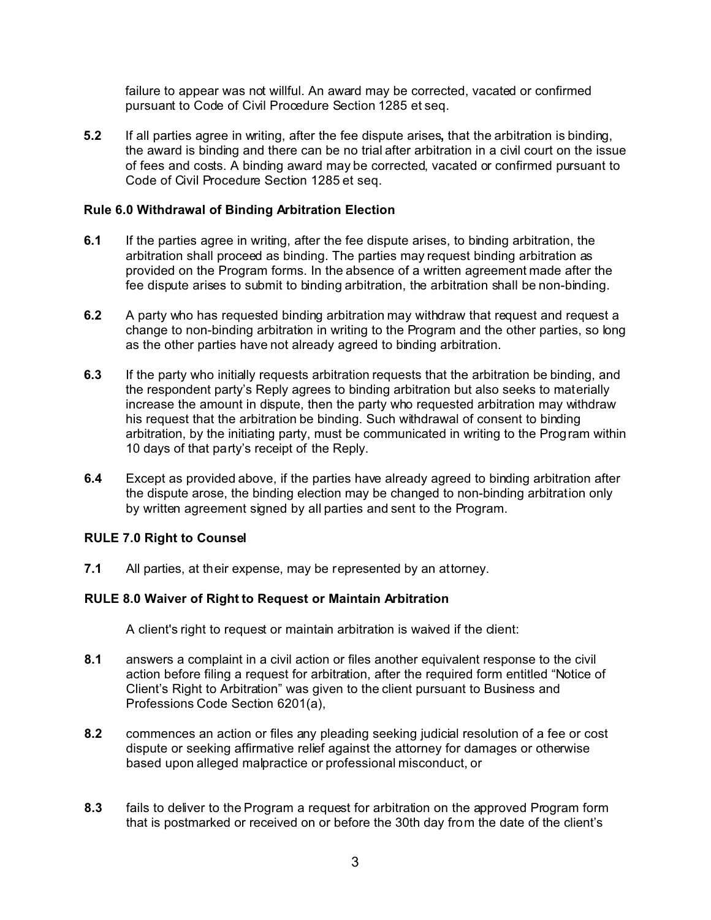failure to appear was not willful. An award may be corrected, vacated or confirmed pursuant to Code of Civil Procedure Section 1285 et seq.

**5.2** If all parties agree in writing, after the fee dispute arises, that the arbitration is binding, the award is binding and there can be no trial after arbitration in a civil court on the issue of fees and costs. A binding award may be corrected, vacated or confirmed pursuant to Code of Civil Procedure Section 1285 et seq.

### Rule 6.0 Withdrawal of Binding Arbitration Election

**6.1** If the parties agree in writing, after the fee dispute arises, to binding arbitration, the arbitration shall proceed as binding. The parties may request binding arbitration as provided on the Program forms. In the absence of a written agreement made after the fee dispute arises to submit to binding arbitration, the arbitration shall be non-binding.

**6.2** A party who has requested binding arbitration may withdraw that request and request a change to non-binding arbitration in writing to the Program and the other parties, so long as the other parties have not already agreed to binding arbitration.

**6.3** If the party who initially requests arbitration requests that the arbitration be binding, and the respondent party's Reply agrees to binding arbitration but also seeks to materially increase the amount in dispute, then the party who requested arbitration may withdraw his request that the arbitration be binding. Such withdrawal of consent to binding arbitration, by the initiating party, must be communicated in writing to the Program within 10 days of that party's receipt of the Reply.

**6.4** Except as provided above, if the parties have already agreed to binding arbitration after the dispute arose, the binding election may be changed to non-binding arbitration only by written agreement signed by all parties and sent to the Program.

### RULE 7.0 Right to Counsel

**7.1** All parties, at their expense, may be represented by an attorney.

### RULE 8.0 Waiver of Right to Request or Maintain Arbitration

A client's right to request or maintain arbitration is waived if the client:

**8.1** answers a complaint in a civil action or files another equivalent response to the civil action before filing a request for arbitration, after the required form entitled "Notice of Client's Right to Arbitration" was given to the client pursuant to Business and Professions Code Section 6201(a),

**8.2** commences an action or files any pleading seeking judicial resolution of a fee or cost dispute or seeking affirmative relief against the attorney for damages or otherwise based upon alleged malpractice or professional misconduct, or

**8.3** fails to deliver to the Program a request for arbitration on the approved Program form that is postmarked or received on or before the 30th day from the date of the client's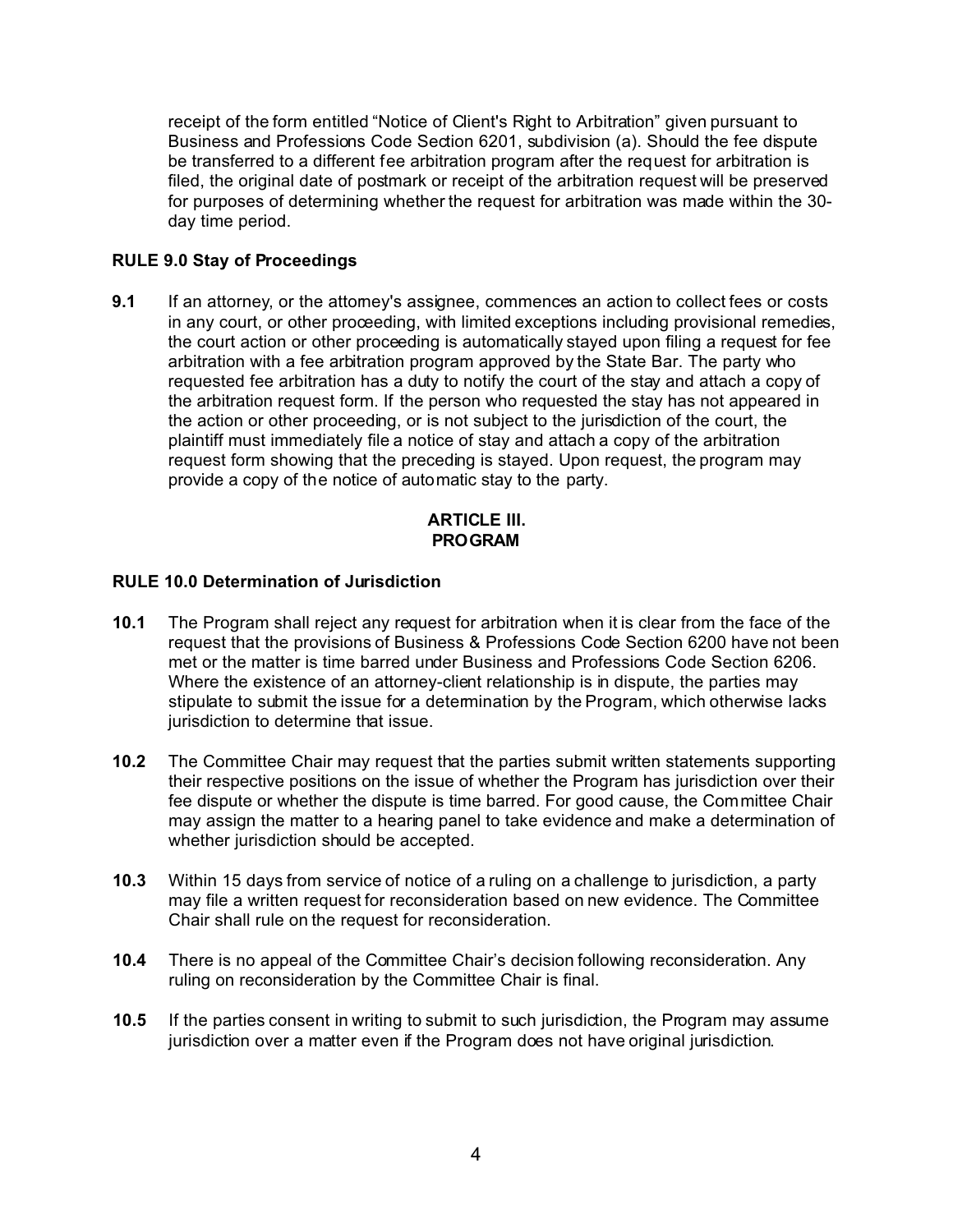receipt of the form entitled "Notice of Client's Right to Arbitration" given pursuant to Business and Professions Code Section 6201, subdivision (a). Should the fee dispute be transferred to a different fee arbitration program after the request for arbitration is filed, the original date of postmark or receipt of the arbitration request will be preserved for purposes of determining whether the request for arbitration was made within the 30-day time period.

**RULE 9.0 Stay of Proceedings**

**9.1** If an attorney, or the attorney's assignee, commences an action to collect fees or costs in any court, or other proceeding, with limited exceptions including provisional remedies, the court action or other proceeding is automatically stayed upon filing a request for fee arbitration with a fee arbitration program approved by the State Bar. The party who requested fee arbitration has a duty to notify the court of the stay and attach a copy of the arbitration request form. If the person who requested the stay has not appeared in the action or other proceeding, or is not subject to the jurisdiction of the court, the plaintiff must immediately file a notice of stay and attach a copy of the arbitration request form showing that the preceding is stayed. Upon request, the program may provide a copy of the notice of automatic stay to the party.

## ARTICLE III.
## PROGRAM

**RULE 10.0 Determination of Jurisdiction**

**10.1** The Program shall reject any request for arbitration when it is clear from the face of the request that the provisions of Business & Professions Code Section 6200 have not been met or the matter is time barred under Business and Professions Code Section 6206. Where the existence of an attorney-client relationship is in dispute, the parties may stipulate to submit the issue for a determination by the Program, which otherwise lacks jurisdiction to determine that issue.

**10.2** The Committee Chair may request that the parties submit written statements supporting their respective positions on the issue of whether the Program has jurisdiction over their fee dispute or whether the dispute is time barred. For good cause, the Committee Chair may assign the matter to a hearing panel to take evidence and make a determination of whether jurisdiction should be accepted.

**10.3** Within 15 days from service of notice of a ruling on a challenge to jurisdiction, a party may file a written request for reconsideration based on new evidence. The Committee Chair shall rule on the request for reconsideration.

**10.4** There is no appeal of the Committee Chair's decision following reconsideration. Any ruling on reconsideration by the Committee Chair is final.

**10.5** If the parties consent in writing to submit to such jurisdiction, the Program may assume jurisdiction over a matter even if the Program does not have original jurisdiction.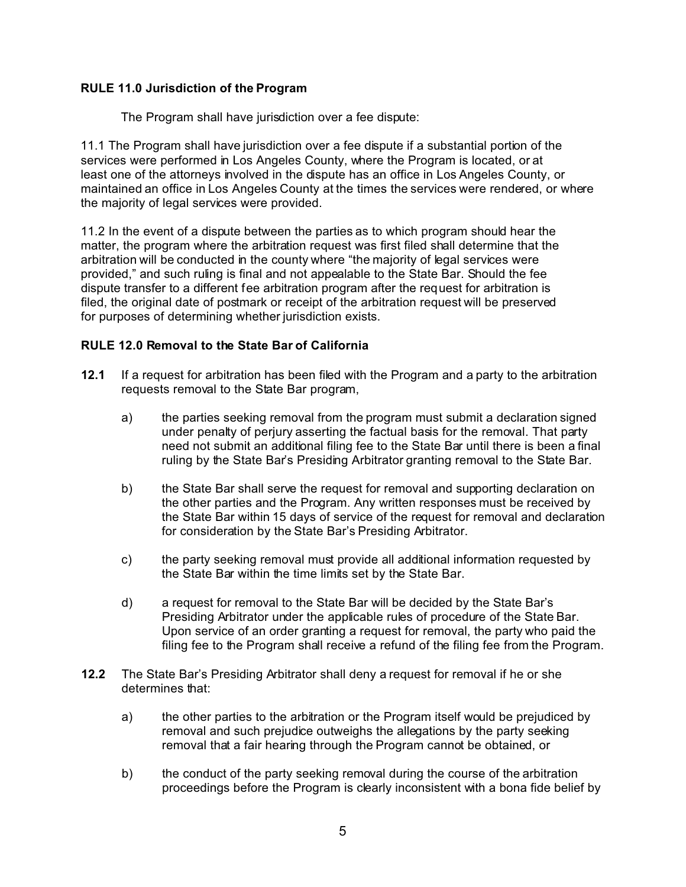**RULE 11.0 Jurisdiction of the Program**

The Program shall have jurisdiction over a fee dispute:

11.1 The Program shall have jurisdiction over a fee dispute if a substantial portion of the services were performed in Los Angeles County, where the Program is located, or at least one of the attorneys involved in the dispute has an office in Los Angeles County, or maintained an office in Los Angeles County at the times the services were rendered, or where the majority of legal services were provided.

11.2 In the event of a dispute between the parties as to which program should hear the matter, the program where the arbitration request was first filed shall determine that the arbitration will be conducted in the county where "the majority of legal services were provided," and such ruling is final and not appealable to the State Bar. Should the fee dispute transfer to a different fee arbitration program after the request for arbitration is filed, the original date of postmark or receipt of the arbitration request will be preserved for purposes of determining whether jurisdiction exists.

**RULE 12.0 Removal to the State Bar of California**

**12.1** If a request for arbitration has been filed with the Program and a party to the arbitration requests removal to the State Bar program,

a) the parties seeking removal from the program must submit a declaration signed under penalty of perjury asserting the factual basis for the removal. That party need not submit an additional filing fee to the State Bar until there is been a final ruling by the State Bar's Presiding Arbitrator granting removal to the State Bar.

b) the State Bar shall serve the request for removal and supporting declaration on the other parties and the Program. Any written responses must be received by the State Bar within 15 days of service of the request for removal and declaration for consideration by the State Bar's Presiding Arbitrator.

c) the party seeking removal must provide all additional information requested by the State Bar within the time limits set by the State Bar.

d) a request for removal to the State Bar will be decided by the State Bar's Presiding Arbitrator under the applicable rules of procedure of the State Bar. Upon service of an order granting a request for removal, the party who paid the filing fee to the Program shall receive a refund of the filing fee from the Program.

**12.2** The State Bar's Presiding Arbitrator shall deny a request for removal if he or she determines that:

a) the other parties to the arbitration or the Program itself would be prejudiced by removal and such prejudice outweighs the allegations by the party seeking removal that a fair hearing through the Program cannot be obtained, or

b) the conduct of the party seeking removal during the course of the arbitration proceedings before the Program is clearly inconsistent with a bona fide belief by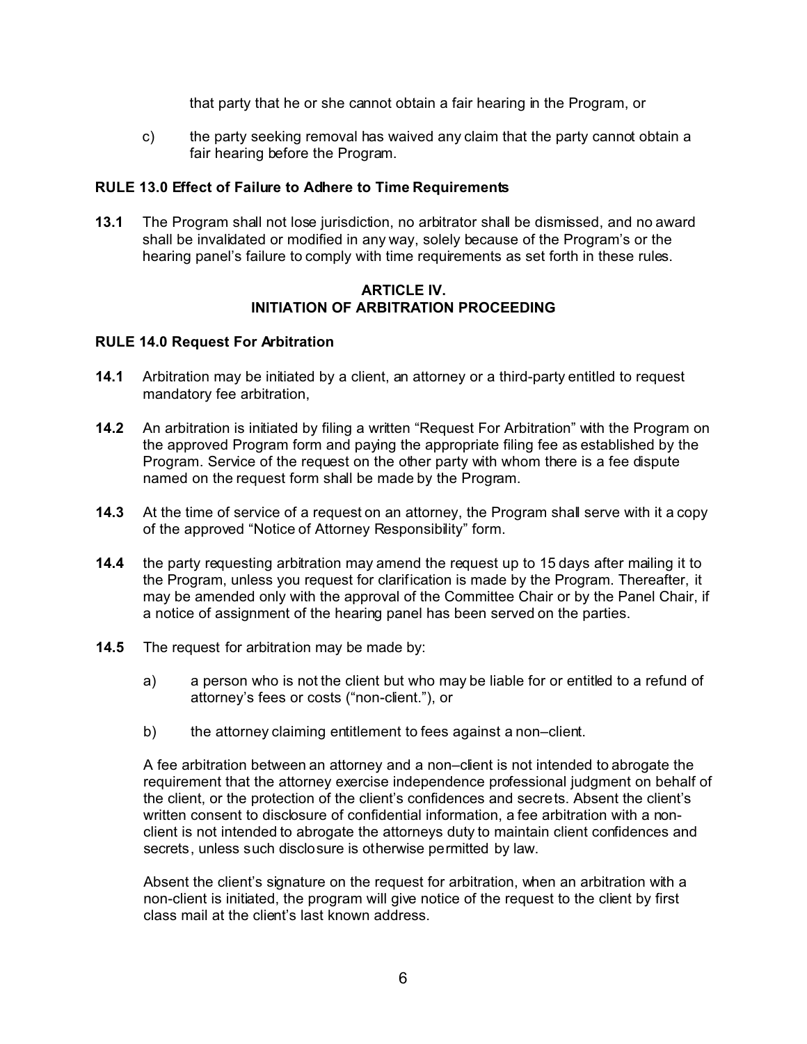that party that he or she cannot obtain a fair hearing in the Program, or

c) the party seeking removal has waived any claim that the party cannot obtain a fair hearing before the Program.

**RULE 13.0 Effect of Failure to Adhere to Time Requirements**

**13.1** The Program shall not lose jurisdiction, no arbitrator shall be dismissed, and no award shall be invalidated or modified in any way, solely because of the Program's or the hearing panel's failure to comply with time requirements as set forth in these rules.

## ARTICLE IV.
## INITIATION OF ARBITRATION PROCEEDING

**RULE 14.0 Request For Arbitration**

**14.1** Arbitration may be initiated by a client, an attorney or a third-party entitled to request mandatory fee arbitration,

**14.2** An arbitration is initiated by filing a written "Request For Arbitration" with the Program on the approved Program form and paying the appropriate filing fee as established by the Program. Service of the request on the other party with whom there is a fee dispute named on the request form shall be made by the Program.

**14.3** At the time of service of a request on an attorney, the Program shall serve with it a copy of the approved "Notice of Attorney Responsibility" form.

**14.4** the party requesting arbitration may amend the request up to 15 days after mailing it to the Program, unless you request for clarification is made by the Program. Thereafter, it may be amended only with the approval of the Committee Chair or by the Panel Chair, if a notice of assignment of the hearing panel has been served on the parties.

**14.5** The request for arbitration may be made by:

a) a person who is not the client but who may be liable for or entitled to a refund of attorney's fees or costs ("non-client."), or

b) the attorney claiming entitlement to fees against a non–client.

A fee arbitration between an attorney and a non–client is not intended to abrogate the requirement that the attorney exercise independence professional judgment on behalf of the client, or the protection of the client's confidences and secrets. Absent the client's written consent to disclosure of confidential information, a fee arbitration with a non-client is not intended to abrogate the attorneys duty to maintain client confidences and secrets, unless such disclosure is otherwise permitted by law.

Absent the client's signature on the request for arbitration, when an arbitration with a non-client is initiated, the program will give notice of the request to the client by first class mail at the client's last known address.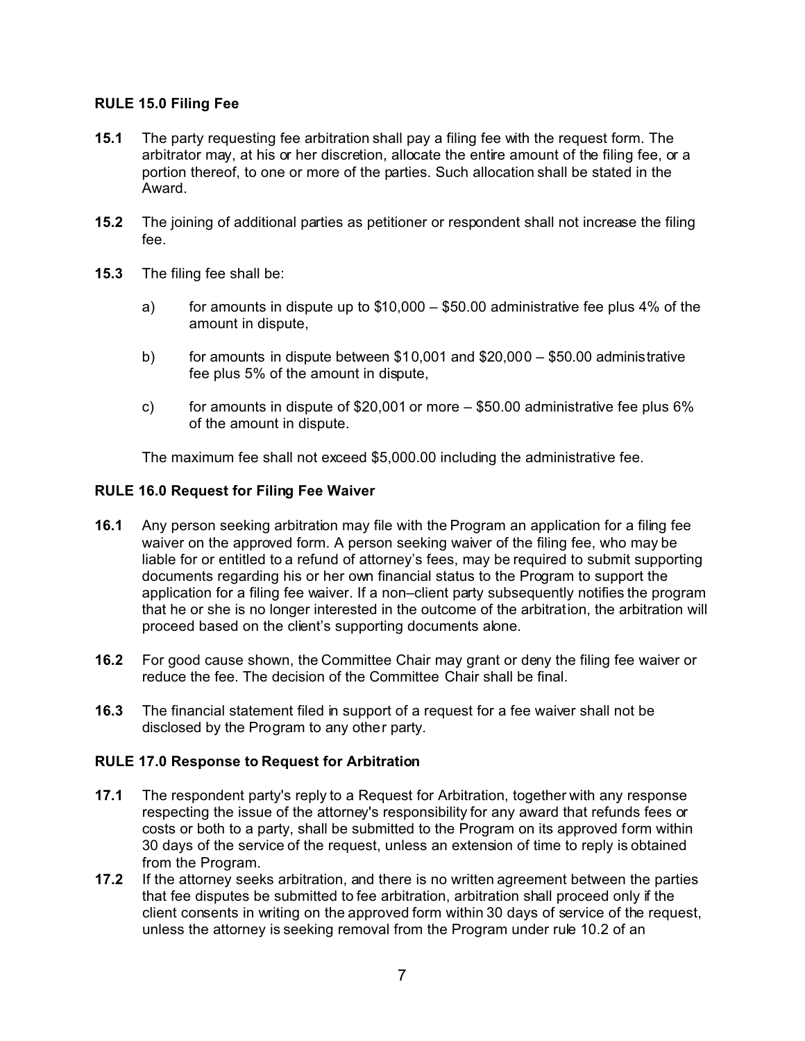### RULE 15.0 Filing Fee

**15.1** The party requesting fee arbitration shall pay a filing fee with the request form. The arbitrator may, at his or her discretion, allocate the entire amount of the filing fee, or a portion thereof, to one or more of the parties. Such allocation shall be stated in the Award.

**15.2** The joining of additional parties as petitioner or respondent shall not increase the filing fee.

**15.3** The filing fee shall be:

a) for amounts in dispute up to $10,000 – $50.00 administrative fee plus 4% of the amount in dispute,

b) for amounts in dispute between $10,001 and $20,000 – $50.00 administrative fee plus 5% of the amount in dispute,

c) for amounts in dispute of $20,001 or more – $50.00 administrative fee plus 6% of the amount in dispute.

The maximum fee shall not exceed $5,000.00 including the administrative fee.

### RULE 16.0 Request for Filing Fee Waiver

**16.1** Any person seeking arbitration may file with the Program an application for a filing fee waiver on the approved form. A person seeking waiver of the filing fee, who may be liable for or entitled to a refund of attorney's fees, may be required to submit supporting documents regarding his or her own financial status to the Program to support the application for a filing fee waiver. If a non–client party subsequently notifies the program that he or she is no longer interested in the outcome of the arbitration, the arbitration will proceed based on the client's supporting documents alone.

**16.2** For good cause shown, the Committee Chair may grant or deny the filing fee waiver or reduce the fee. The decision of the Committee Chair shall be final.

**16.3** The financial statement filed in support of a request for a fee waiver shall not be disclosed by the Program to any other party.

### RULE 17.0 Response to Request for Arbitration

**17.1** The respondent party's reply to a Request for Arbitration, together with any response respecting the issue of the attorney's responsibility for any award that refunds fees or costs or both to a party, shall be submitted to the Program on its approved form within 30 days of the service of the request, unless an extension of time to reply is obtained from the Program.

**17.2** If the attorney seeks arbitration, and there is no written agreement between the parties that fee disputes be submitted to fee arbitration, arbitration shall proceed only if the client consents in writing on the approved form within 30 days of service of the request, unless the attorney is seeking removal from the Program under rule 10.2 of an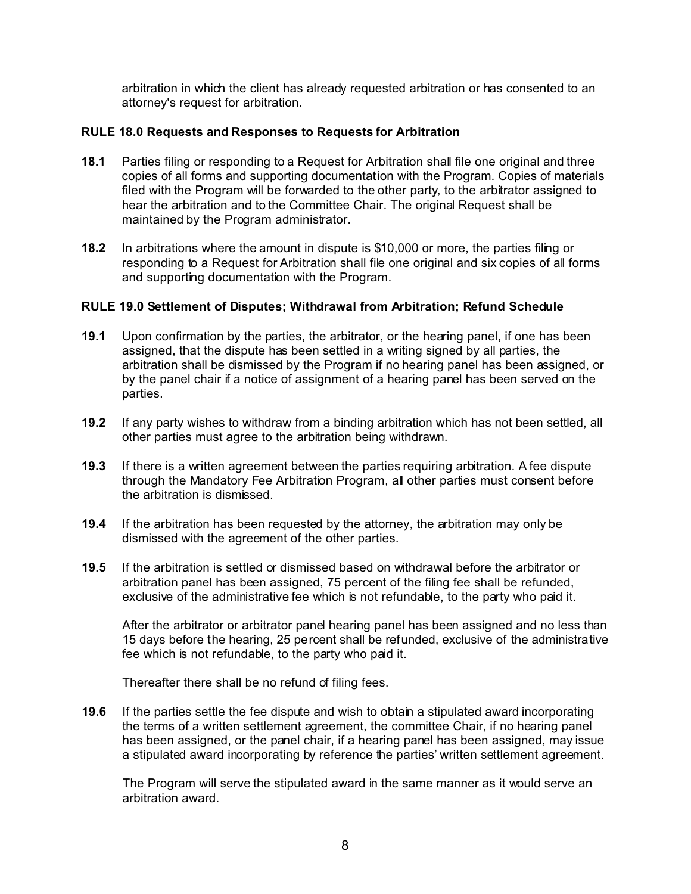arbitration in which the client has already requested arbitration or has consented to an attorney's request for arbitration.

**RULE 18.0 Requests and Responses to Requests for Arbitration**

**18.1** Parties filing or responding to a Request for Arbitration shall file one original and three copies of all forms and supporting documentation with the Program. Copies of materials filed with the Program will be forwarded to the other party, to the arbitrator assigned to hear the arbitration and to the Committee Chair. The original Request shall be maintained by the Program administrator.

**18.2** In arbitrations where the amount in dispute is $10,000 or more, the parties filing or responding to a Request for Arbitration shall file one original and six copies of all forms and supporting documentation with the Program.

**RULE 19.0 Settlement of Disputes; Withdrawal from Arbitration; Refund Schedule**

**19.1** Upon confirmation by the parties, the arbitrator, or the hearing panel, if one has been assigned, that the dispute has been settled in a writing signed by all parties, the arbitration shall be dismissed by the Program if no hearing panel has been assigned, or by the panel chair if a notice of assignment of a hearing panel has been served on the parties.

**19.2** If any party wishes to withdraw from a binding arbitration which has not been settled, all other parties must agree to the arbitration being withdrawn.

**19.3** If there is a written agreement between the parties requiring arbitration. A fee dispute through the Mandatory Fee Arbitration Program, all other parties must consent before the arbitration is dismissed.

**19.4** If the arbitration has been requested by the attorney, the arbitration may only be dismissed with the agreement of the other parties.

**19.5** If the arbitration is settled or dismissed based on withdrawal before the arbitrator or arbitration panel has been assigned, 75 percent of the filing fee shall be refunded, exclusive of the administrative fee which is not refundable, to the party who paid it.

After the arbitrator or arbitrator panel hearing panel has been assigned and no less than 15 days before the hearing, 25 percent shall be refunded, exclusive of the administrative fee which is not refundable, to the party who paid it.

Thereafter there shall be no refund of filing fees.

**19.6** If the parties settle the fee dispute and wish to obtain a stipulated award incorporating the terms of a written settlement agreement, the committee Chair, if no hearing panel has been assigned, or the panel chair, if a hearing panel has been assigned, may issue a stipulated award incorporating by reference the parties' written settlement agreement.

The Program will serve the stipulated award in the same manner as it would serve an arbitration award.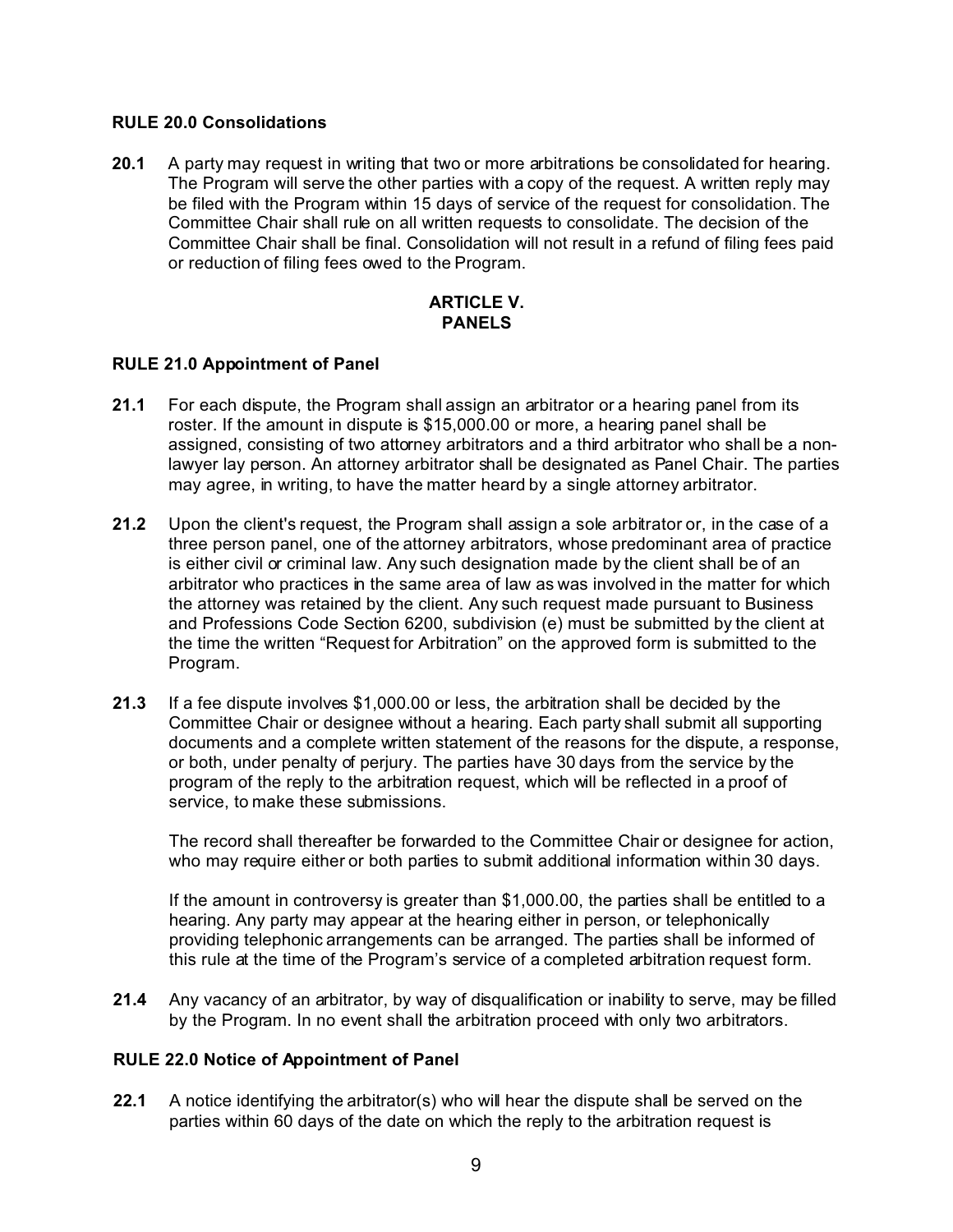### RULE 20.0 Consolidations

**20.1** A party may request in writing that two or more arbitrations be consolidated for hearing. The Program will serve the other parties with a copy of the request. A written reply may be filed with the Program within 15 days of service of the request for consolidation. The Committee Chair shall rule on all written requests to consolidate. The decision of the Committee Chair shall be final. Consolidation will not result in a refund of filing fees paid or reduction of filing fees owed to the Program.

## ARTICLE V.
## PANELS

### RULE 21.0 Appointment of Panel

**21.1** For each dispute, the Program shall assign an arbitrator or a hearing panel from its roster. If the amount in dispute is $15,000.00 or more, a hearing panel shall be assigned, consisting of two attorney arbitrators and a third arbitrator who shall be a non-lawyer lay person. An attorney arbitrator shall be designated as Panel Chair. The parties may agree, in writing, to have the matter heard by a single attorney arbitrator.

**21.2** Upon the client's request, the Program shall assign a sole arbitrator or, in the case of a three person panel, one of the attorney arbitrators, whose predominant area of practice is either civil or criminal law. Any such designation made by the client shall be of an arbitrator who practices in the same area of law as was involved in the matter for which the attorney was retained by the client. Any such request made pursuant to Business and Professions Code Section 6200, subdivision (e) must be submitted by the client at the time the written "Request for Arbitration" on the approved form is submitted to the Program.

**21.3** If a fee dispute involves $1,000.00 or less, the arbitration shall be decided by the Committee Chair or designee without a hearing. Each party shall submit all supporting documents and a complete written statement of the reasons for the dispute, a response, or both, under penalty of perjury. The parties have 30 days from the service by the program of the reply to the arbitration request, which will be reflected in a proof of service, to make these submissions.

The record shall thereafter be forwarded to the Committee Chair or designee for action, who may require either or both parties to submit additional information within 30 days.

If the amount in controversy is greater than $1,000.00, the parties shall be entitled to a hearing. Any party may appear at the hearing either in person, or telephonically providing telephonic arrangements can be arranged. The parties shall be informed of this rule at the time of the Program's service of a completed arbitration request form.

**21.4** Any vacancy of an arbitrator, by way of disqualification or inability to serve, may be filled by the Program. In no event shall the arbitration proceed with only two arbitrators.

### RULE 22.0 Notice of Appointment of Panel

**22.1** A notice identifying the arbitrator(s) who will hear the dispute shall be served on the parties within 60 days of the date on which the reply to the arbitration request is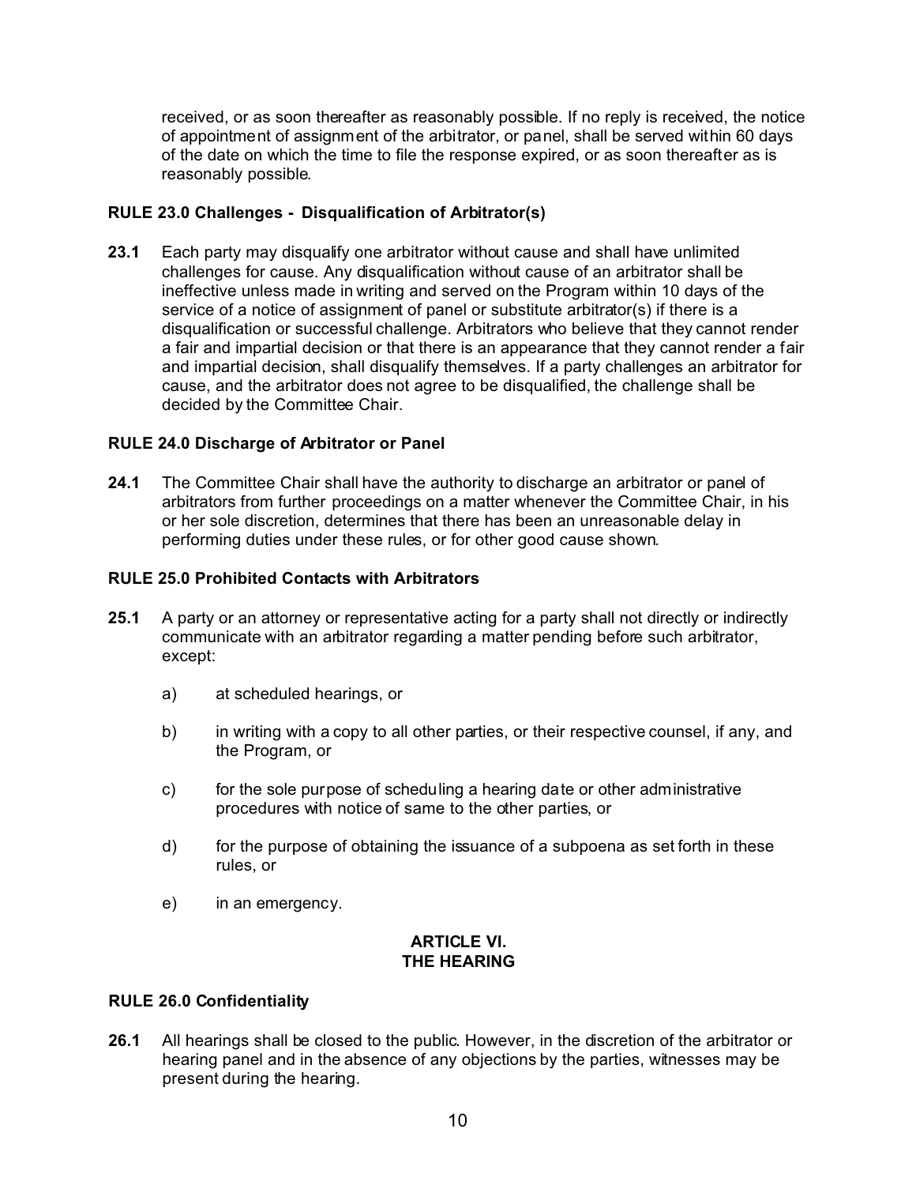received, or as soon thereafter as reasonably possible. If no reply is received, the notice of appointment of assignment of the arbitrator, or panel, shall be served within 60 days of the date on which the time to file the response expired, or as soon thereafter as is reasonably possible.

### RULE 23.0 Challenges - Disqualification of Arbitrator(s)

**23.1** Each party may disqualify one arbitrator without cause and shall have unlimited challenges for cause. Any disqualification without cause of an arbitrator shall be ineffective unless made in writing and served on the Program within 10 days of the service of a notice of assignment of panel or substitute arbitrator(s) if there is a disqualification or successful challenge. Arbitrators who believe that they cannot render a fair and impartial decision or that there is an appearance that they cannot render a fair and impartial decision, shall disqualify themselves. If a party challenges an arbitrator for cause, and the arbitrator does not agree to be disqualified, the challenge shall be decided by the Committee Chair.

### RULE 24.0 Discharge of Arbitrator or Panel

**24.1** The Committee Chair shall have the authority to discharge an arbitrator or panel of arbitrators from further proceedings on a matter whenever the Committee Chair, in his or her sole discretion, determines that there has been an unreasonable delay in performing duties under these rules, or for other good cause shown.

### RULE 25.0 Prohibited Contacts with Arbitrators

**25.1** A party or an attorney or representative acting for a party shall not directly or indirectly communicate with an arbitrator regarding a matter pending before such arbitrator, except:

a) at scheduled hearings, or

b) in writing with a copy to all other parties, or their respective counsel, if any, and the Program, or

c) for the sole purpose of scheduling a hearing date or other administrative procedures with notice of same to the other parties, or

d) for the purpose of obtaining the issuance of a subpoena as set forth in these rules, or

e) in an emergency.

## ARTICLE VI.
## THE HEARING

### RULE 26.0 Confidentiality

**26.1** All hearings shall be closed to the public. However, in the discretion of the arbitrator or hearing panel and in the absence of any objections by the parties, witnesses may be present during the hearing.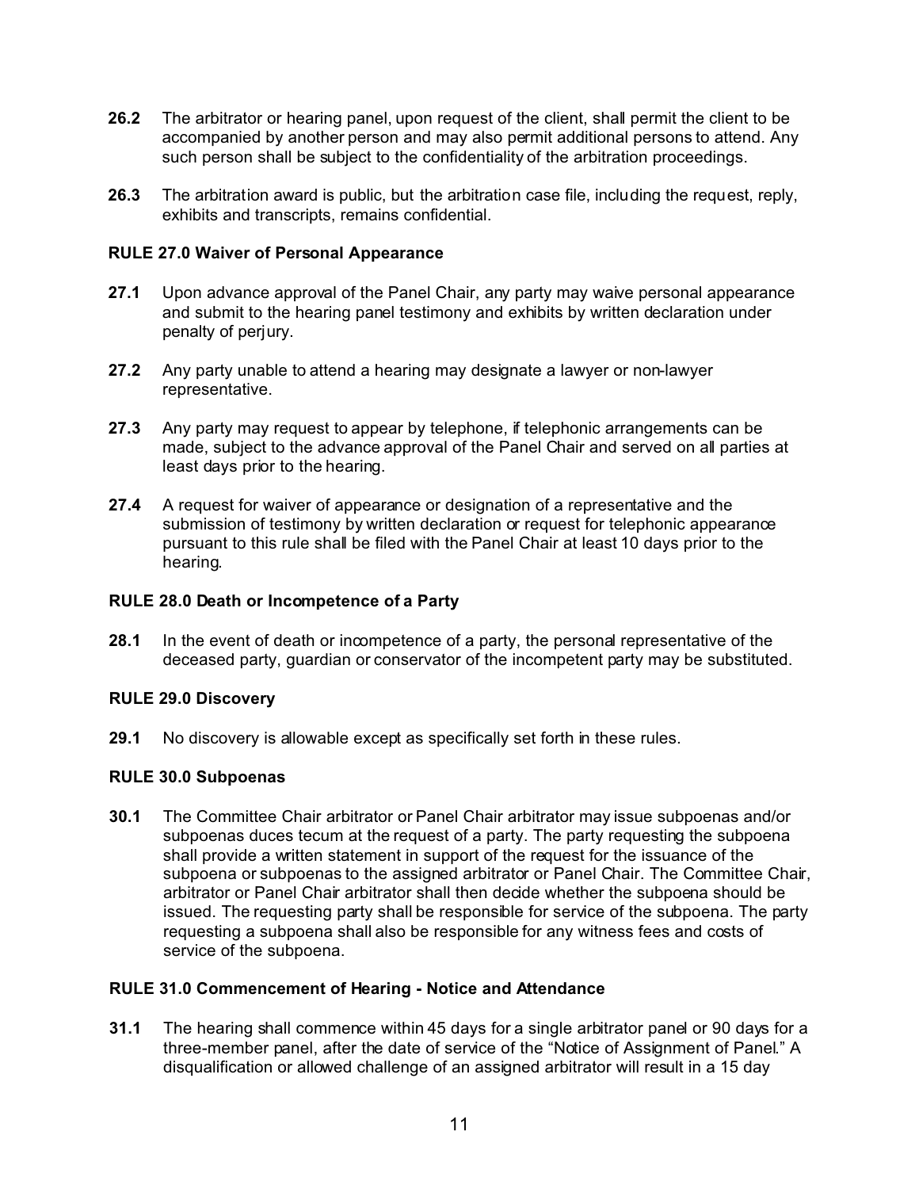**26.2** The arbitrator or hearing panel, upon request of the client, shall permit the client to be accompanied by another person and may also permit additional persons to attend. Any such person shall be subject to the confidentiality of the arbitration proceedings.

**26.3** The arbitration award is public, but the arbitration case file, including the request, reply, exhibits and transcripts, remains confidential.

### RULE 27.0 Waiver of Personal Appearance

**27.1** Upon advance approval of the Panel Chair, any party may waive personal appearance and submit to the hearing panel testimony and exhibits by written declaration under penalty of perjury.

**27.2** Any party unable to attend a hearing may designate a lawyer or non-lawyer representative.

**27.3** Any party may request to appear by telephone, if telephonic arrangements can be made, subject to the advance approval of the Panel Chair and served on all parties at least days prior to the hearing.

**27.4** A request for waiver of appearance or designation of a representative and the submission of testimony by written declaration or request for telephonic appearance pursuant to this rule shall be filed with the Panel Chair at least 10 days prior to the hearing.

### RULE 28.0 Death or Incompetence of a Party

**28.1** In the event of death or incompetence of a party, the personal representative of the deceased party, guardian or conservator of the incompetent party may be substituted.

### RULE 29.0 Discovery

**29.1** No discovery is allowable except as specifically set forth in these rules.

### RULE 30.0 Subpoenas

**30.1** The Committee Chair arbitrator or Panel Chair arbitrator may issue subpoenas and/or subpoenas duces tecum at the request of a party. The party requesting the subpoena shall provide a written statement in support of the request for the issuance of the subpoena or subpoenas to the assigned arbitrator or Panel Chair. The Committee Chair, arbitrator or Panel Chair arbitrator shall then decide whether the subpoena should be issued. The requesting party shall be responsible for service of the subpoena. The party requesting a subpoena shall also be responsible for any witness fees and costs of service of the subpoena.

### RULE 31.0 Commencement of Hearing - Notice and Attendance

**31.1** The hearing shall commence within 45 days for a single arbitrator panel or 90 days for a three-member panel, after the date of service of the "Notice of Assignment of Panel." A disqualification or allowed challenge of an assigned arbitrator will result in a 15 day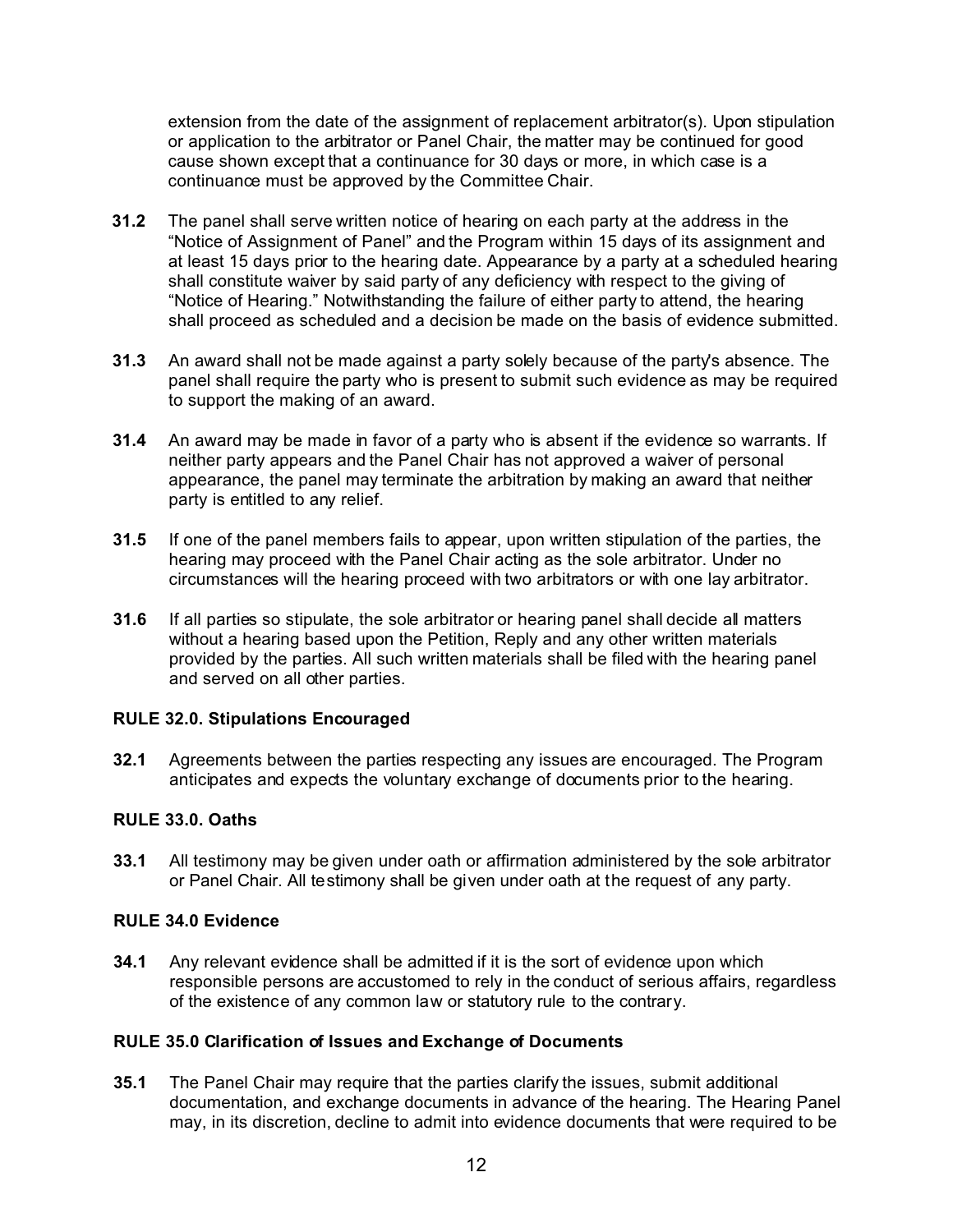extension from the date of the assignment of replacement arbitrator(s). Upon stipulation or application to the arbitrator or Panel Chair, the matter may be continued for good cause shown except that a continuance for 30 days or more, in which case is a continuance must be approved by the Committee Chair.

**31.2** The panel shall serve written notice of hearing on each party at the address in the "Notice of Assignment of Panel" and the Program within 15 days of its assignment and at least 15 days prior to the hearing date. Appearance by a party at a scheduled hearing shall constitute waiver by said party of any deficiency with respect to the giving of "Notice of Hearing." Notwithstanding the failure of either party to attend, the hearing shall proceed as scheduled and a decision be made on the basis of evidence submitted.

**31.3** An award shall not be made against a party solely because of the party's absence. The panel shall require the party who is present to submit such evidence as may be required to support the making of an award.

**31.4** An award may be made in favor of a party who is absent if the evidence so warrants. If neither party appears and the Panel Chair has not approved a waiver of personal appearance, the panel may terminate the arbitration by making an award that neither party is entitled to any relief.

**31.5** If one of the panel members fails to appear, upon written stipulation of the parties, the hearing may proceed with the Panel Chair acting as the sole arbitrator. Under no circumstances will the hearing proceed with two arbitrators or with one lay arbitrator.

**31.6** If all parties so stipulate, the sole arbitrator or hearing panel shall decide all matters without a hearing based upon the Petition, Reply and any other written materials provided by the parties. All such written materials shall be filed with the hearing panel and served on all other parties.

### RULE 32.0. Stipulations Encouraged

**32.1** Agreements between the parties respecting any issues are encouraged. The Program anticipates and expects the voluntary exchange of documents prior to the hearing.

### RULE 33.0. Oaths

**33.1** All testimony may be given under oath or affirmation administered by the sole arbitrator or Panel Chair. All testimony shall be given under oath at the request of any party.

### RULE 34.0 Evidence

**34.1** Any relevant evidence shall be admitted if it is the sort of evidence upon which responsible persons are accustomed to rely in the conduct of serious affairs, regardless of the existence of any common law or statutory rule to the contrary.

### RULE 35.0 Clarification of Issues and Exchange of Documents

**35.1** The Panel Chair may require that the parties clarify the issues, submit additional documentation, and exchange documents in advance of the hearing. The Hearing Panel may, in its discretion, decline to admit into evidence documents that were required to be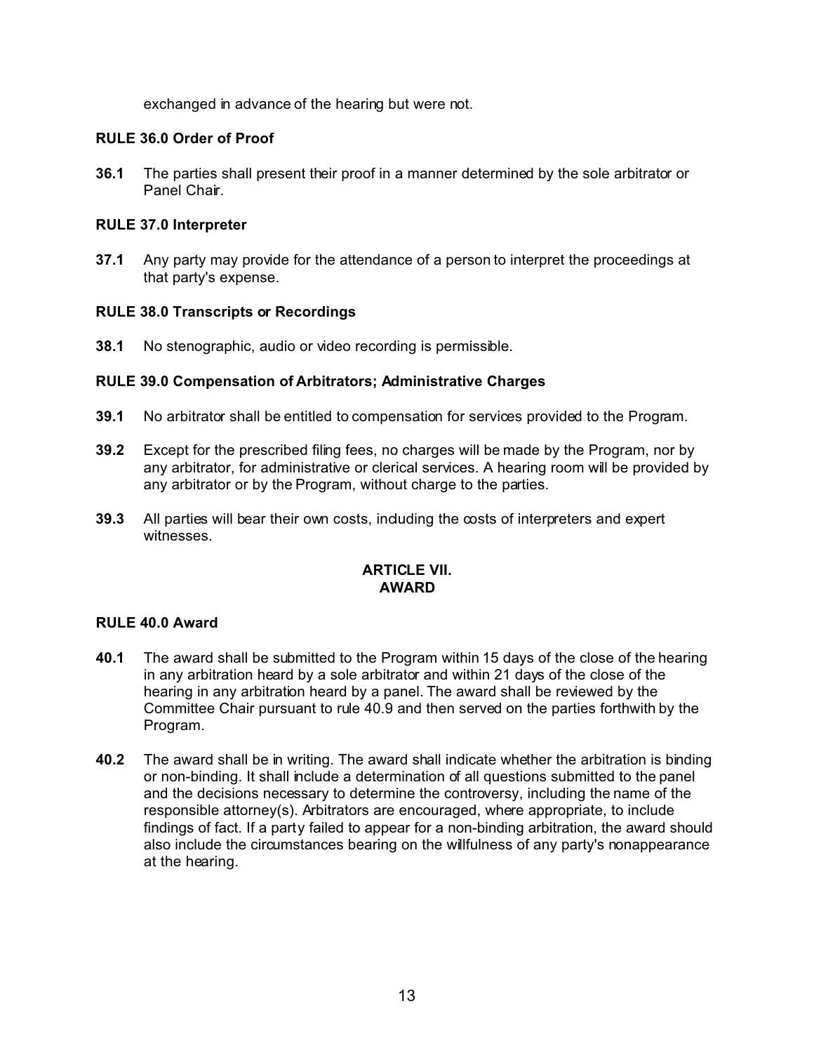exchanged in advance of the hearing but were not.

**RULE 36.0 Order of Proof**

**36.1** The parties shall present their proof in a manner determined by the sole arbitrator or Panel Chair.

**RULE 37.0 Interpreter**

**37.1** Any party may provide for the attendance of a person to interpret the proceedings at that party's expense.

**RULE 38.0 Transcripts or Recordings**

**38.1** No stenographic, audio or video recording is permissible.

**RULE 39.0 Compensation of Arbitrators; Administrative Charges**

**39.1** No arbitrator shall be entitled to compensation for services provided to the Program.

**39.2** Except for the prescribed filing fees, no charges will be made by the Program, nor by any arbitrator, for administrative or clerical services. A hearing room will be provided by any arbitrator or by the Program, without charge to the parties.

**39.3** All parties will bear their own costs, including the costs of interpreters and expert witnesses.

**ARTICLE VII.**
**AWARD**

**RULE 40.0 Award**

**40.1** The award shall be submitted to the Program within 15 days of the close of the hearing in any arbitration heard by a sole arbitrator and within 21 days of the close of the hearing in any arbitration heard by a panel. The award shall be reviewed by the Committee Chair pursuant to rule 40.9 and then served on the parties forthwith by the Program.

**40.2** The award shall be in writing. The award shall indicate whether the arbitration is binding or non-binding. It shall include a determination of all questions submitted to the panel and the decisions necessary to determine the controversy, including the name of the responsible attorney(s). Arbitrators are encouraged, where appropriate, to include findings of fact. If a party failed to appear for a non-binding arbitration, the award should also include the circumstances bearing on the willfulness of any party's nonappearance at the hearing.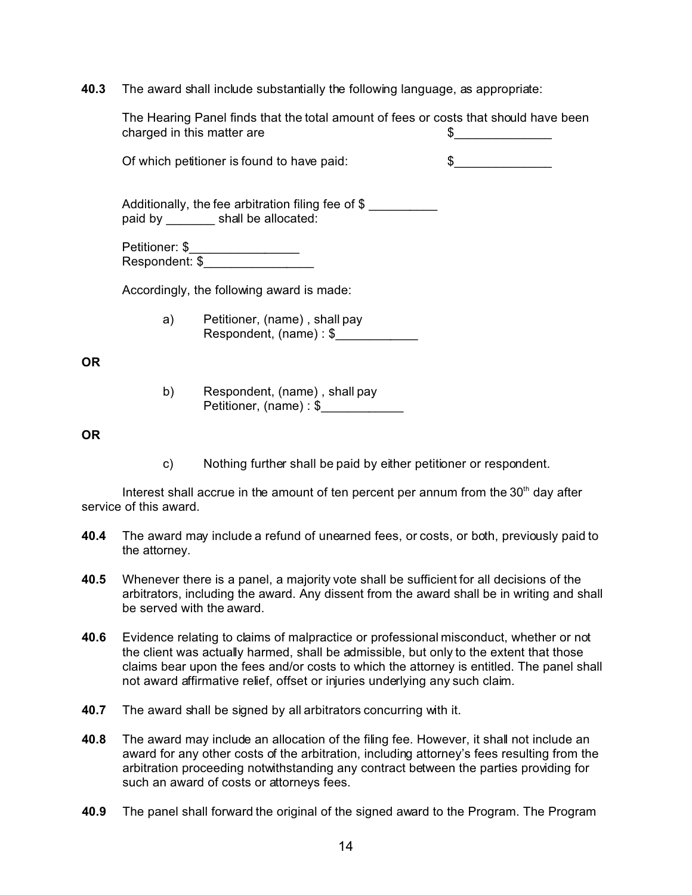**40.3** The award shall include substantially the following language, as appropriate:

The Hearing Panel finds that the total amount of fees or costs that should have been charged in this matter are $______________

Of which petitioner is found to have paid: $______________

Additionally, the fee arbitration filing fee of $ __________ paid by _______ shall be allocated:

Petitioner: $________________
Respondent: $________________

Accordingly, the following award is made:

a) Petitioner, (name) , shall pay Respondent, (name) : $____________

**OR**

b) Respondent, (name) , shall pay Petitioner, (name) : $____________

**OR**

c) Nothing further shall be paid by either petitioner or respondent.

Interest shall accrue in the amount of ten percent per annum from the 30th day after service of this award.

**40.4** The award may include a refund of unearned fees, or costs, or both, previously paid to the attorney.

**40.5** Whenever there is a panel, a majority vote shall be sufficient for all decisions of the arbitrators, including the award. Any dissent from the award shall be in writing and shall be served with the award.

**40.6** Evidence relating to claims of malpractice or professional misconduct, whether or not the client was actually harmed, shall be admissible, but only to the extent that those claims bear upon the fees and/or costs to which the attorney is entitled. The panel shall not award affirmative relief, offset or injuries underlying any such claim.

**40.7** The award shall be signed by all arbitrators concurring with it.

**40.8** The award may include an allocation of the filing fee. However, it shall not include an award for any other costs of the arbitration, including attorney's fees resulting from the arbitration proceeding notwithstanding any contract between the parties providing for such an award of costs or attorneys fees.

**40.9** The panel shall forward the original of the signed award to the Program. The Program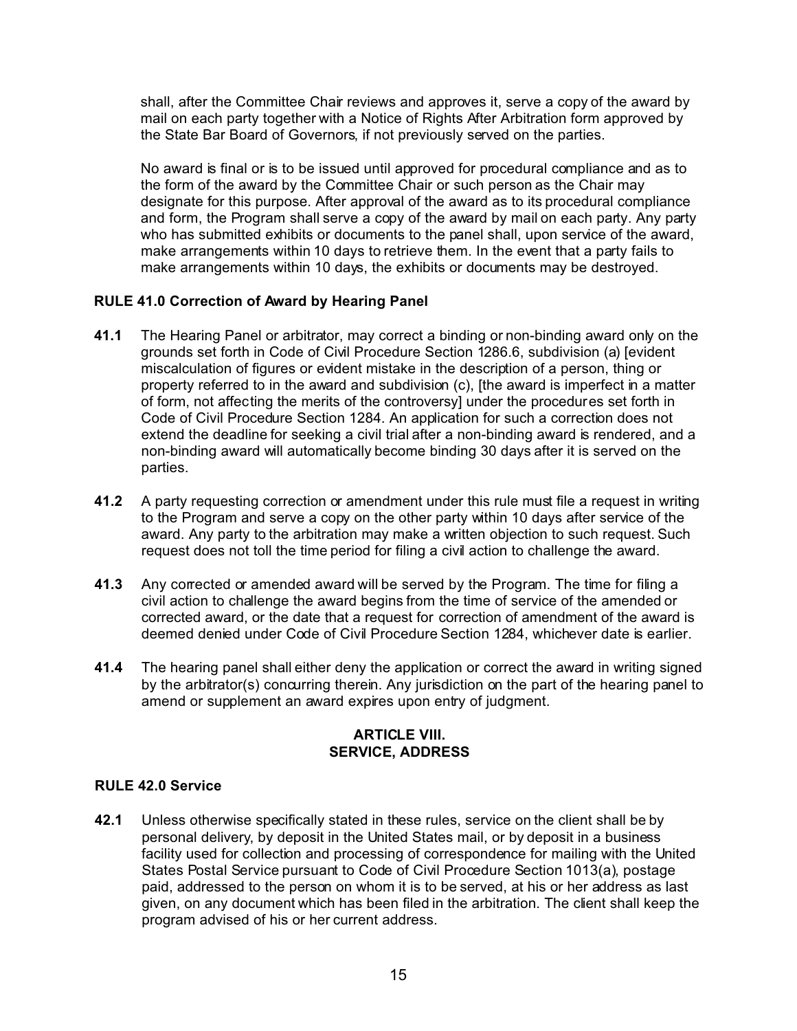shall, after the Committee Chair reviews and approves it, serve a copy of the award by mail on each party together with a Notice of Rights After Arbitration form approved by the State Bar Board of Governors, if not previously served on the parties.

No award is final or is to be issued until approved for procedural compliance and as to the form of the award by the Committee Chair or such person as the Chair may designate for this purpose. After approval of the award as to its procedural compliance and form, the Program shall serve a copy of the award by mail on each party. Any party who has submitted exhibits or documents to the panel shall, upon service of the award, make arrangements within 10 days to retrieve them. In the event that a party fails to make arrangements within 10 days, the exhibits or documents may be destroyed.

**RULE 41.0 Correction of Award by Hearing Panel**

**41.1** The Hearing Panel or arbitrator, may correct a binding or non-binding award only on the grounds set forth in Code of Civil Procedure Section 1286.6, subdivision (a) [evident miscalculation of figures or evident mistake in the description of a person, thing or property referred to in the award and subdivision (c), [the award is imperfect in a matter of form, not affecting the merits of the controversy] under the procedures set forth in Code of Civil Procedure Section 1284. An application for such a correction does not extend the deadline for seeking a civil trial after a non-binding award is rendered, and a non-binding award will automatically become binding 30 days after it is served on the parties.

**41.2** A party requesting correction or amendment under this rule must file a request in writing to the Program and serve a copy on the other party within 10 days after service of the award. Any party to the arbitration may make a written objection to such request. Such request does not toll the time period for filing a civil action to challenge the award.

**41.3** Any corrected or amended award will be served by the Program. The time for filing a civil action to challenge the award begins from the time of service of the amended or corrected award, or the date that a request for correction of amendment of the award is deemed denied under Code of Civil Procedure Section 1284, whichever date is earlier.

**41.4** The hearing panel shall either deny the application or correct the award in writing signed by the arbitrator(s) concurring therein. Any jurisdiction on the part of the hearing panel to amend or supplement an award expires upon entry of judgment.

## ARTICLE VIII. SERVICE, ADDRESS

**RULE 42.0 Service**

**42.1** Unless otherwise specifically stated in these rules, service on the client shall be by personal delivery, by deposit in the United States mail, or by deposit in a business facility used for collection and processing of correspondence for mailing with the United States Postal Service pursuant to Code of Civil Procedure Section 1013(a), postage paid, addressed to the person on whom it is to be served, at his or her address as last given, on any document which has been filed in the arbitration. The client shall keep the program advised of his or her current address.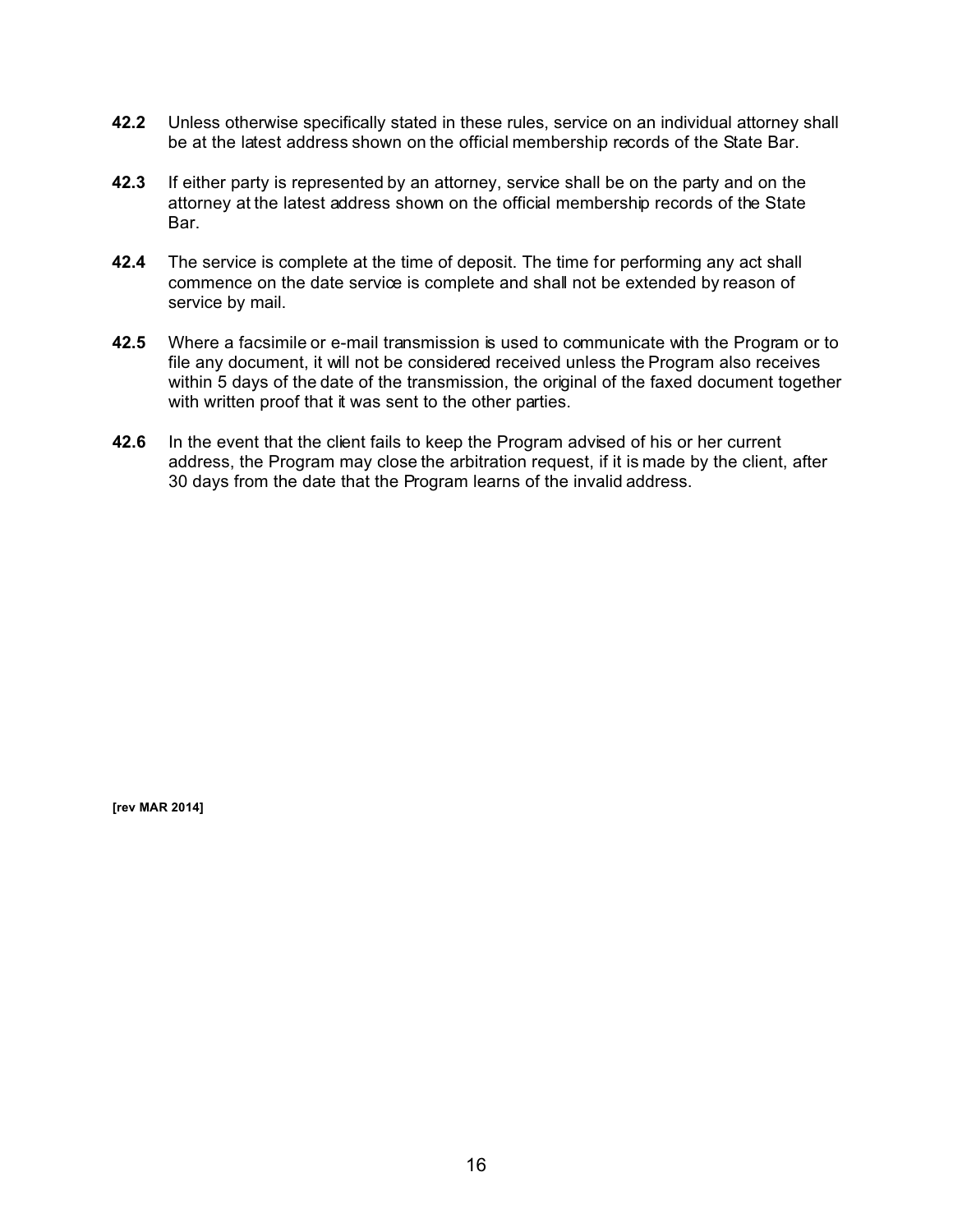**42.2** Unless otherwise specifically stated in these rules, service on an individual attorney shall be at the latest address shown on the official membership records of the State Bar.

**42.3** If either party is represented by an attorney, service shall be on the party and on the attorney at the latest address shown on the official membership records of the State Bar.

**42.4** The service is complete at the time of deposit. The time for performing any act shall commence on the date service is complete and shall not be extended by reason of service by mail.

**42.5** Where a facsimile or e-mail transmission is used to communicate with the Program or to file any document, it will not be considered received unless the Program also receives within 5 days of the date of the transmission, the original of the faxed document together with written proof that it was sent to the other parties.

**42.6** In the event that the client fails to keep the Program advised of his or her current address, the Program may close the arbitration request, if it is made by the client, after 30 days from the date that the Program learns of the invalid address.

**[rev MAR 2014]**